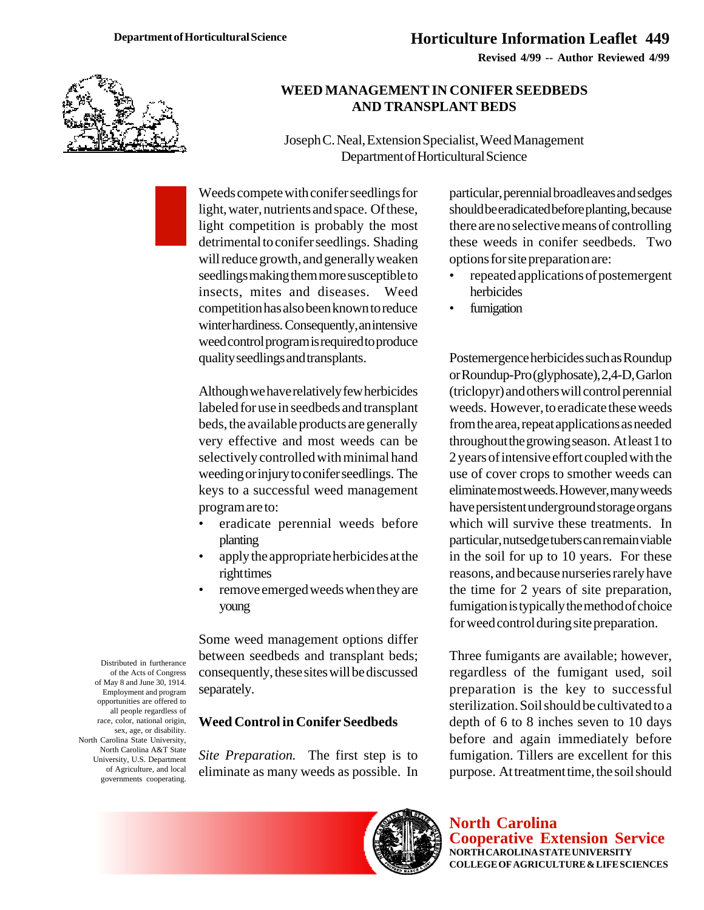Department of Horticultural Science

# Horticulture Information Leaflet 449

**Revised 4/99 -- Author Reviewed 4/99**

## WEED MANAGEMENT IN CONIFER SEEDBEDS AND TRANSPLANT BEDS

Joseph C. Neal, Extension Specialist, Weed Management
Department of Horticultural Science

Weeds compete with conifer seedlings for light, water, nutrients and space. Of these, light competition is probably the most detrimental to conifer seedlings. Shading will reduce growth, and generally weaken seedlings making them more susceptible to insects, mites and diseases. Weed competition has also been known to reduce winterhardiness. Consequently, an intensive weed control program is required to produce quality seedlings and transplants.

Although we have relatively few herbicides labeled for use in seedbeds and transplant beds, the available products are generally very effective and most weeds can be selectively controlled with minimal hand weeding or injury to conifer seedlings. The keys to a successful weed management program are to:

- eradicate perennial weeds before planting
- apply the appropriate herbicides at the right times
- remove emerged weeds when they are young

Some weed management options differ between seedbeds and transplant beds; consequently, these sites will be discussed separately.

### Weed Control in Conifer Seedbeds

*Site Preparation.* The first step is to eliminate as many weeds as possible. In particular, perennial broadleaves and sedges should be eradicated before planting, because there are no selective means of controlling these weeds in conifer seedbeds. Two options for site preparation are:

- repeated applications of postemergent herbicides
- fumigation

Postemergence herbicides such as Roundup or Roundup-Pro (glyphosate), 2,4-D, Garlon (triclopyr) and others will control perennial weeds. However, to eradicate these weeds from the area, repeat applications as needed throughout the growing season. At least 1 to 2 years of intensive effort coupled with the use of cover crops to smother weeds can eliminate most weeds. However, many weeds have persistent underground storage organs which will survive these treatments. In particular, nutsedge tubers can remain viable in the soil for up to 10 years. For these reasons, and because nurseries rarely have the time for 2 years of site preparation, fumigation is typically the method of choice for weed control during site preparation.

Three fumigants are available; however, regardless of the fumigant used, soil preparation is the key to successful sterilization. Soil should be cultivated to a depth of 6 to 8 inches seven to 10 days before and again immediately before fumigation. Tillers are excellent for this purpose. At treatment time, the soil should

Distributed in furtherance of the Acts of Congress of May 8 and June 30, 1914. Employment and program opportunities are offered to all people regardless of race, color, national origin, sex, age, or disability. North Carolina State University, North Carolina A&T State University, U.S. Department of Agriculture, and local governments cooperating.

North Carolina Cooperative Extension Service
NORTH CAROLINA STATE UNIVERSITY
COLLEGE OF AGRICULTURE & LIFE SCIENCES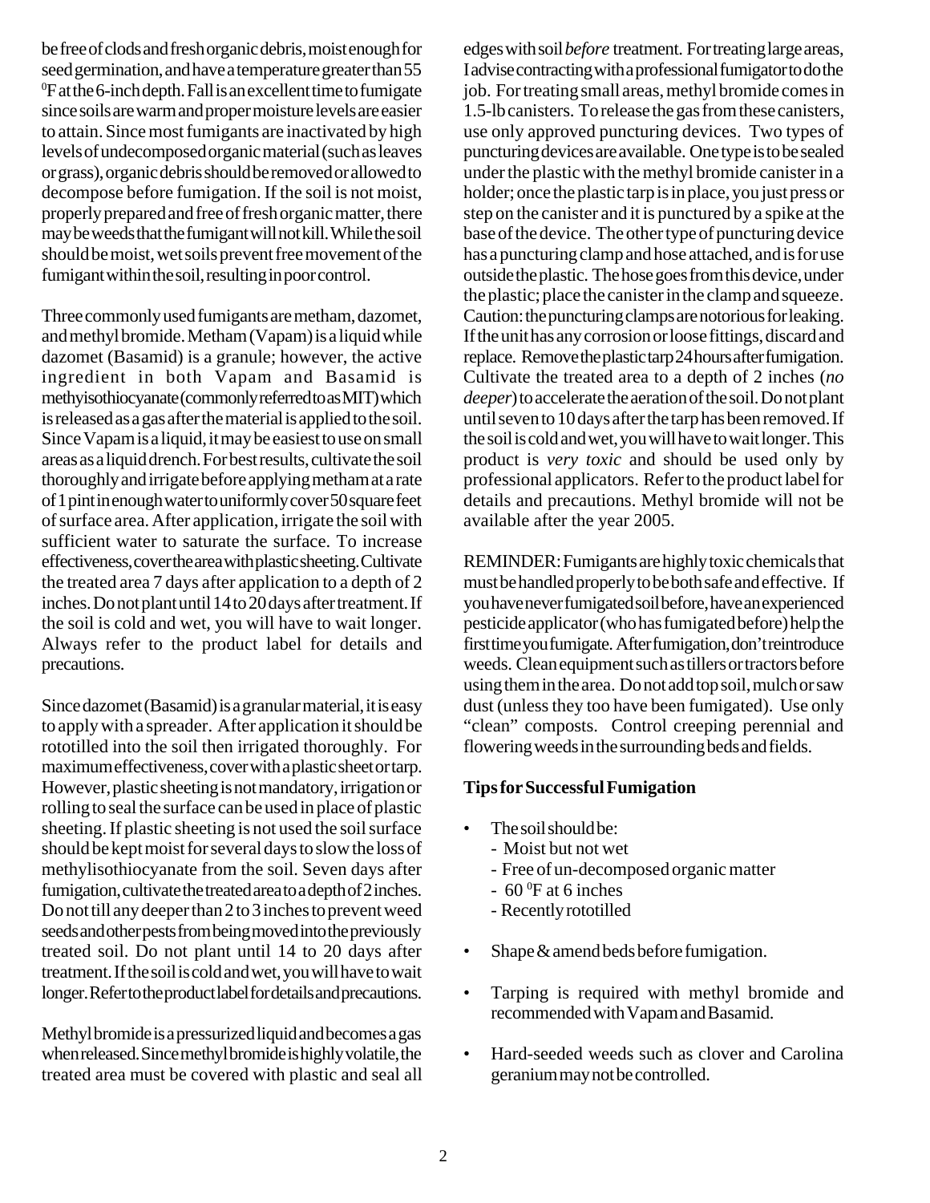be free of clods and fresh organic debris, moist enough for seed germination, and have a temperature greater than 55 $^{0}$F at the 6-inch depth. Fall is an excellent time to fumigate since soils are warm and proper moisture levels are easier to attain. Since most fumigants are inactivated by high levels of undecomposed organic material (such as leaves or grass), organic debris should be removed or allowed to decompose before fumigation. If the soil is not moist, properly prepared and free of fresh organic matter, there may be weeds that the fumigant will not kill. While the soil should be moist, wet soils prevent free movement of the fumigant within the soil, resulting in poor control.

Three commonly used fumigants are metham, dazomet, and methyl bromide. Metham (Vapam) is a liquid while dazomet (Basamid) is a granule; however, the active ingredient in both Vapam and Basamid is methyisothiocyanate (commonly referred to as MIT) which is released as a gas after the material is applied to the soil. Since Vapam is a liquid, it may be easiest to use on small areas as a liquid drench. For best results, cultivate the soil thoroughly and irrigate before applying metham at a rate of 1 pint in enough water to uniformly cover 50 square feet of surface area. After application, irrigate the soil with sufficient water to saturate the surface. To increase effectiveness, cover the area with plastic sheeting. Cultivate the treated area 7 days after application to a depth of 2 inches. Do not plant until 14 to 20 days after treatment. If the soil is cold and wet, you will have to wait longer. Always refer to the product label for details and precautions.

Since dazomet (Basamid) is a granular material, it is easy to apply with a spreader. After application it should be rototilled into the soil then irrigated thoroughly. For maximum effectiveness, cover with a plastic sheet or tarp. However, plastic sheeting is not mandatory, irrigation or rolling to seal the surface can be used in place of plastic sheeting. If plastic sheeting is not used the soil surface should be kept moist for several days to slow the loss of methylisothiocyanate from the soil. Seven days after fumigation, cultivate the treated area to a depth of 2 inches. Do not till any deeper than 2 to 3 inches to prevent weed seeds and other pests from being moved into the previously treated soil. Do not plant until 14 to 20 days after treatment. If the soil is cold and wet, you will have to wait longer. Refer to the product label for details and precautions.

Methyl bromide is a pressurized liquid and becomes a gas when released. Since methyl bromide is highly volatile, the treated area must be covered with plastic and seal all edges with soil *before* treatment. For treating large areas, I advise contracting with a professional fumigator to do the job. For treating small areas, methyl bromide comes in 1.5-lb canisters. To release the gas from these canisters, use only approved puncturing devices. Two types of puncturing devices are available. One type is to be sealed under the plastic with the methyl bromide canister in a holder; once the plastic tarp is in place, you just press or step on the canister and it is punctured by a spike at the base of the device. The other type of puncturing device has a puncturing clamp and hose attached, and is for use outside the plastic. The hose goes from this device, under the plastic; place the canister in the clamp and squeeze. Caution: the puncturing clamps are notorious for leaking. If the unit has any corrosion or loose fittings, discard and replace. Remove the plastic tarp 24 hours after fumigation. Cultivate the treated area to a depth of 2 inches (*no deeper*) to accelerate the aeration of the soil. Do not plant until seven to 10 days after the tarp has been removed. If the soil is cold and wet, you will have to wait longer. This product is *very toxic* and should be used only by professional applicators. Refer to the product label for details and precautions. Methyl bromide will not be available after the year 2005.

REMINDER: Fumigants are highly toxic chemicals that must be handled properly to be both safe and effective. If you have never fumigated soil before, have an experienced pesticide applicator (who has fumigated before) help the first time you fumigate. After fumigation, don't reintroduce weeds. Clean equipment such as tillers or tractors before using them in the area. Do not add top soil, mulch or saw dust (unless they too have been fumigated). Use only "clean" composts. Control creeping perennial and flowering weeds in the surrounding beds and fields.

**Tips for Successful Fumigation**

- The soil should be:
  - Moist but not wet
  - Free of un-decomposed organic matter
  - 60 $^{0}$F at 6 inches
  - Recently rototilled
- Shape & amend beds before fumigation.
- Tarping is required with methyl bromide and recommended with Vapam and Basamid.
- Hard-seeded weeds such as clover and Carolina geranium may not be controlled.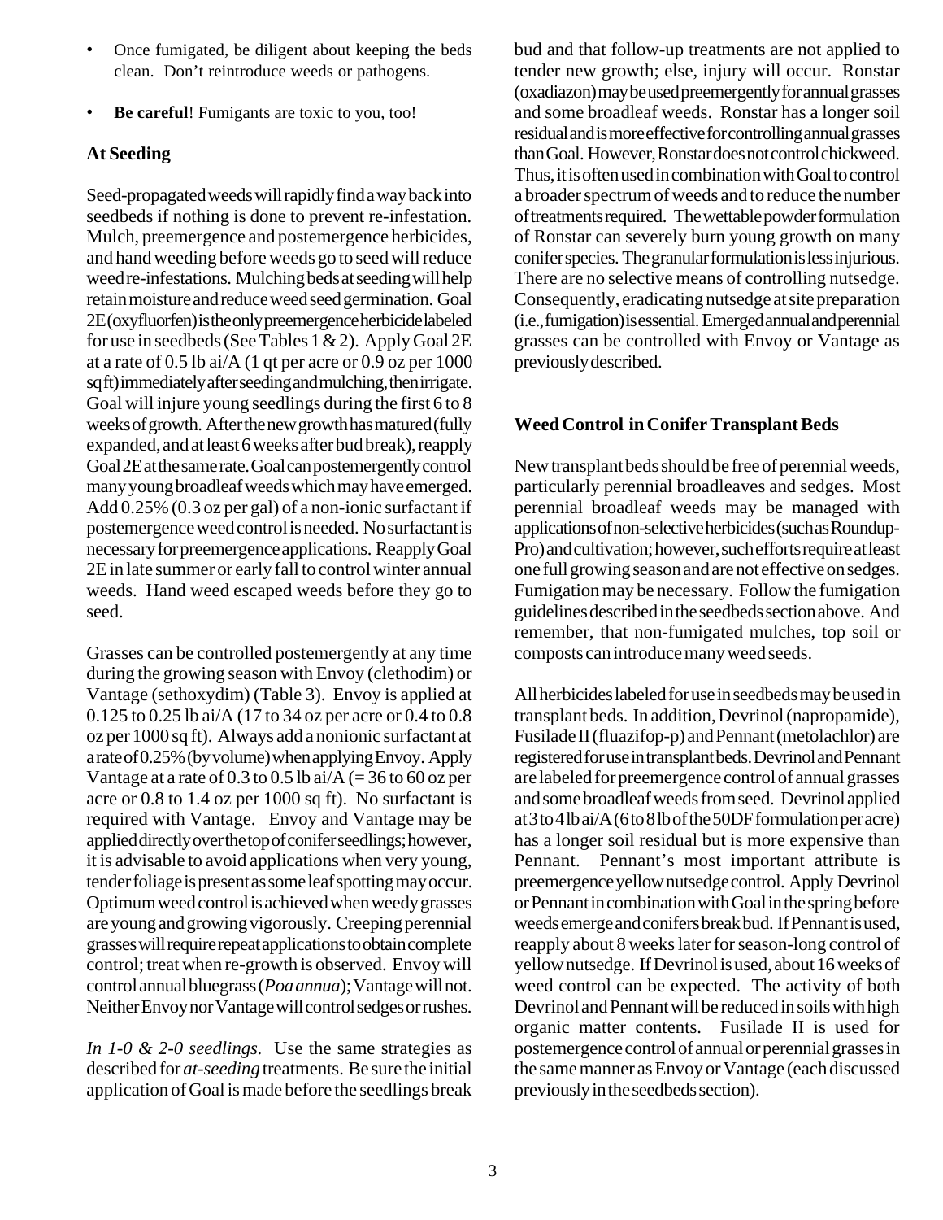- Once fumigated, be diligent about keeping the beds clean. Don't reintroduce weeds or pathogens.
- **Be careful**! Fumigants are toxic to you, too!

### At Seeding

Seed-propagated weeds will rapidly find a way back into seedbeds if nothing is done to prevent re-infestation. Mulch, preemergence and postemergence herbicides, and hand weeding before weeds go to seed will reduce weed re-infestations. Mulching beds at seeding will help retain moisture and reduce weed seed germination. Goal 2E (oxyfluorfen) is the only preemergence herbicide labeled for use in seedbeds (See Tables 1 & 2). Apply Goal 2E at a rate of 0.5 lb ai/A (1 qt per acre or 0.9 oz per 1000 sq ft) immediately after seeding and mulching, then irrigate. Goal will injure young seedlings during the first 6 to 8 weeks of growth. After the new growth has matured (fully expanded, and at least 6 weeks after bud break), reapply Goal 2E at the same rate. Goal can postemergently control many young broadleaf weeds which may have emerged. Add 0.25% (0.3 oz per gal) of a non-ionic surfactant if postemergence weed control is needed. No surfactant is necessary for preemergence applications. Reapply Goal 2E in late summer or early fall to control winter annual weeds. Hand weed escaped weeds before they go to seed.

Grasses can be controlled postemergently at any time during the growing season with Envoy (clethodim) or Vantage (sethoxydim) (Table 3). Envoy is applied at 0.125 to 0.25 lb ai/A (17 to 34 oz per acre or 0.4 to 0.8 oz per 1000 sq ft). Always add a nonionic surfactant at a rate of 0.25% (by volume) when applying Envoy. Apply Vantage at a rate of 0.3 to 0.5 lb ai/A (= 36 to 60 oz per acre or 0.8 to 1.4 oz per 1000 sq ft). No surfactant is required with Vantage. Envoy and Vantage may be applied directly over the top of conifer seedlings; however, it is advisable to avoid applications when very young, tender foliage is present as some leaf spotting may occur. Optimum weed control is achieved when weedy grasses are young and growing vigorously. Creeping perennial grasses will require repeat applications to obtain complete control; treat when re-growth is observed. Envoy will control annual bluegrass (*Poa annua*); Vantage will not. Neither Envoy nor Vantage will control sedges or rushes.

*In 1-0 & 2-0 seedlings.* Use the same strategies as described for *at-seeding* treatments. Be sure the initial application of Goal is made before the seedlings break bud and that follow-up treatments are not applied to tender new growth; else, injury will occur. Ronstar (oxadiazon) may be used preemergently for annual grasses and some broadleaf weeds. Ronstar has a longer soil residual and is more effective for controlling annual grasses than Goal. However, Ronstar does not control chickweed. Thus, it is often used in combination with Goal to control a broader spectrum of weeds and to reduce the number of treatments required. The wettable powder formulation of Ronstar can severely burn young growth on many conifer species. The granular formulation is less injurious. There are no selective means of controlling nutsedge. Consequently, eradicating nutsedge at site preparation (i.e., fumigation) is essential. Emerged annual and perennial grasses can be controlled with Envoy or Vantage as previously described.

### Weed Control in Conifer Transplant Beds

New transplant beds should be free of perennial weeds, particularly perennial broadleaves and sedges. Most perennial broadleaf weeds may be managed with applications of non-selective herbicides (such as Roundup-Pro) and cultivation; however, such efforts require at least one full growing season and are not effective on sedges. Fumigation may be necessary. Follow the fumigation guidelines described in the seedbeds section above. And remember, that non-fumigated mulches, top soil or composts can introduce many weed seeds.

All herbicides labeled for use in seedbeds may be used in transplant beds. In addition, Devrinol (napropamide), Fusilade II (fluazifop-p) and Pennant (metolachlor) are registered for use in transplant beds. Devrinol and Pennant are labeled for preemergence control of annual grasses and some broadleaf weeds from seed. Devrinol applied at 3 to 4 lb ai/A (6 to 8 lb of the 50DF formulation per acre) has a longer soil residual but is more expensive than Pennant. Pennant's most important attribute is preemergence yellow nutsedge control. Apply Devrinol or Pennant in combination with Goal in the spring before weeds emerge and conifers break bud. If Pennant is used, reapply about 8 weeks later for season-long control of yellow nutsedge. If Devrinol is used, about 16 weeks of weed control can be expected. The activity of both Devrinol and Pennant will be reduced in soils with high organic matter contents. Fusilade II is used for postemergence control of annual or perennial grasses in the same manner as Envoy or Vantage (each discussed previously in the seedbeds section).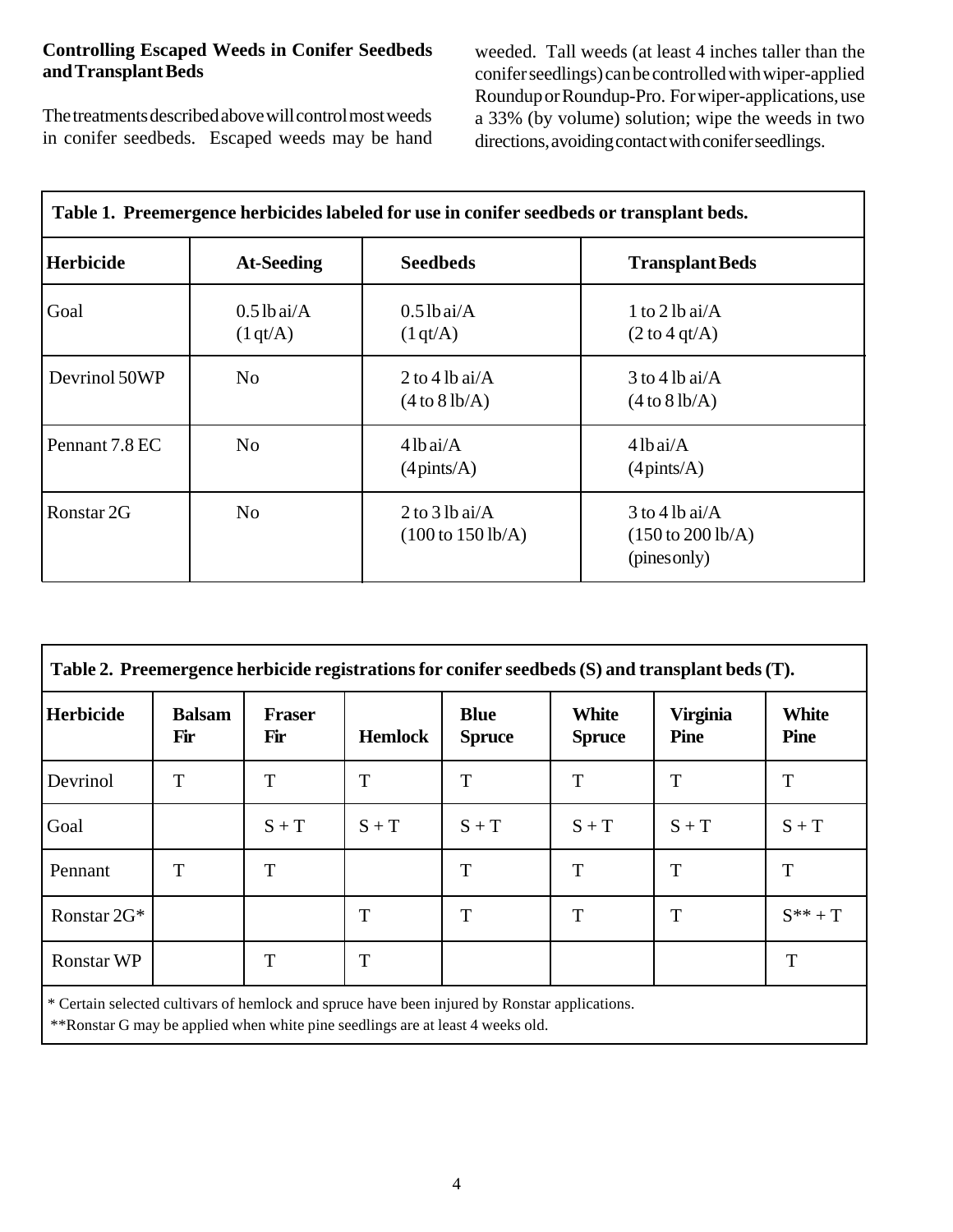**Controlling Escaped Weeds in Conifer Seedbeds and Transplant Beds**

The treatments described above will control most weeds in conifer seedbeds. Escaped weeds may be hand weeded. Tall weeds (at least 4 inches taller than the conifer seedlings) can be controlled with wiper-applied Roundup or Roundup-Pro. For wiper-applications, use a 33% (by volume) solution; wipe the weeds in two directions, avoiding contact with conifer seedlings.

**Table 1. Preemergence herbicides labeled for use in conifer seedbeds or transplant beds.**

| Herbicide | At-Seeding | Seedbeds | Transplant Beds |
|---|---|---|---|
| Goal | 0.5 lb ai/A (1 qt/A) | 0.5 lb ai/A (1 qt/A) | 1 to 2 lb ai/A (2 to 4 qt/A) |
| Devrinol 50WP | No | 2 to 4 lb ai/A (4 to 8 lb/A) | 3 to 4 lb ai/A (4 to 8 lb/A) |
| Pennant 7.8 EC | No | 4 lb ai/A (4 pints/A) | 4 lb ai/A (4 pints/A) |
| Ronstar 2G | No | 2 to 3 lb ai/A (100 to 150 lb/A) | 3 to 4 lb ai/A (150 to 200 lb/A) (pines only) |

**Table 2. Preemergence herbicide registrations for conifer seedbeds (S) and transplant beds (T).**

| Herbicide | Balsam Fir | Fraser Fir | Hemlock | Blue Spruce | White Spruce | Virginia Pine | White Pine |
|---|---|---|---|---|---|---|---|
| Devrinol | T | T | T | T | T | T | T |
| Goal | | S + T | S + T | S + T | S + T | S + T | S + T |
| Pennant | T | T | | T | T | T | T |
| Ronstar 2G* | | | T | T | T | T | S** + T |
| Ronstar WP | | T | T | | | | T |

* Certain selected cultivars of hemlock and spruce have been injured by Ronstar applications.

**Ronstar G may be applied when white pine seedlings are at least 4 weeks old.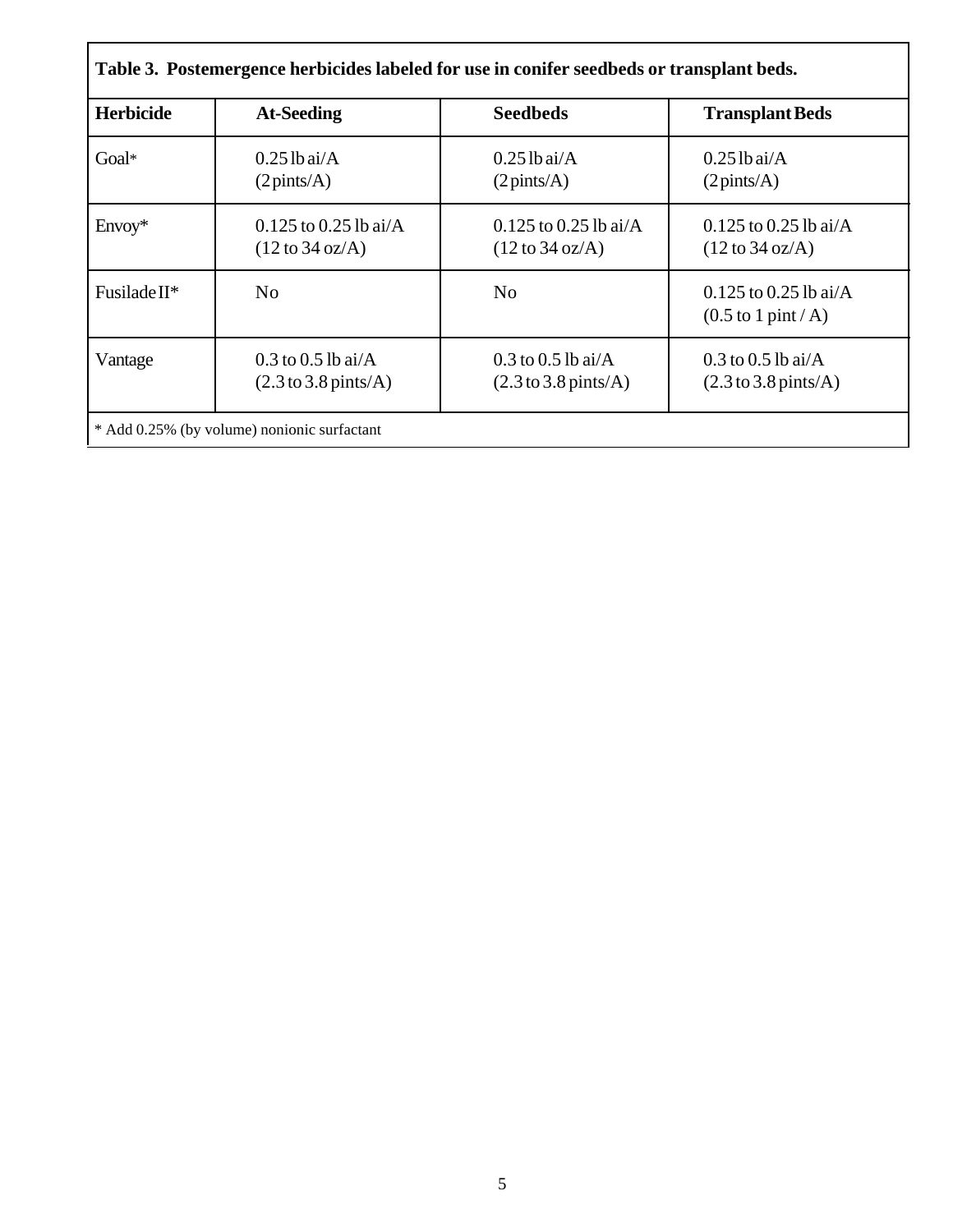**Table 3. Postemergence herbicides labeled for use in conifer seedbeds or transplant beds.**

| Herbicide | At-Seeding | Seedbeds | Transplant Beds |
|---|---|---|---|
| Goal* | 0.25 lb ai/A (2 pints/A) | 0.25 lb ai/A (2 pints/A) | 0.25 lb ai/A (2 pints/A) |
| Envoy* | 0.125 to 0.25 lb ai/A (12 to 34 oz/A) | 0.125 to 0.25 lb ai/A (12 to 34 oz/A) | 0.125 to 0.25 lb ai/A (12 to 34 oz/A) |
| Fusilade II* | No | No | 0.125 to 0.25 lb ai/A (0.5 to 1 pint / A) |
| Vantage | 0.3 to 0.5 lb ai/A (2.3 to 3.8 pints/A) | 0.3 to 0.5 lb ai/A (2.3 to 3.8 pints/A) | 0.3 to 0.5 lb ai/A (2.3 to 3.8 pints/A) |

* Add 0.25% (by volume) nonionic surfactant